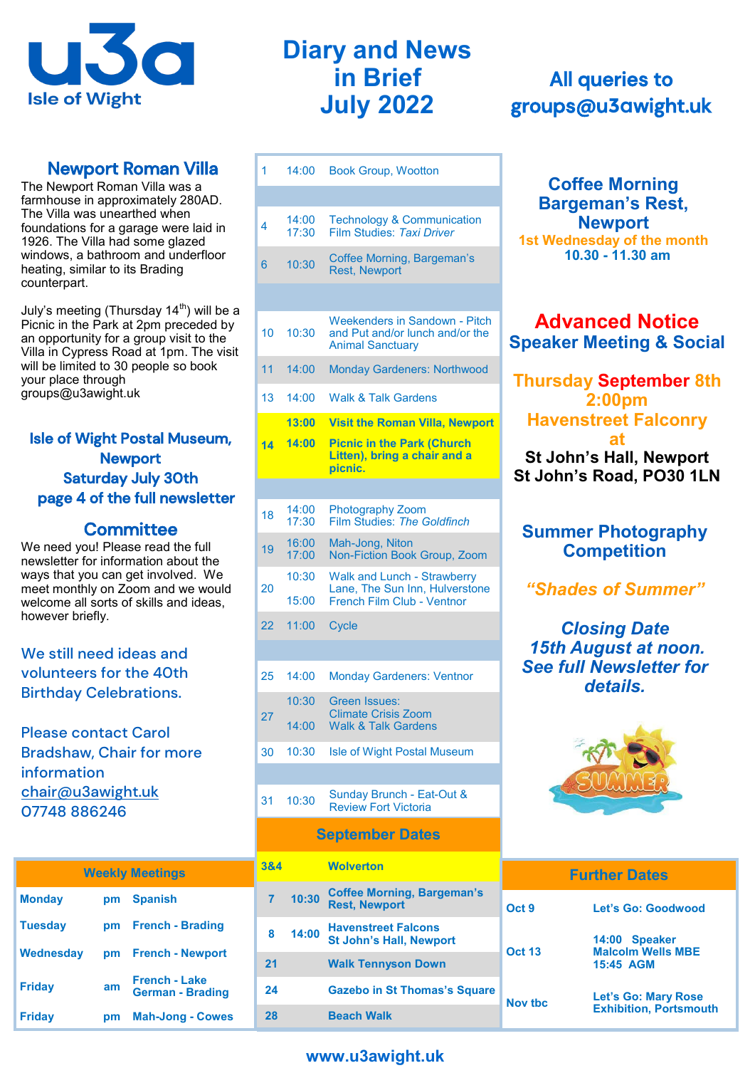# u3a Isle of Wight

# Diary and News in Brief July 2022

## All queries to groups@u3awight.uk

## Newport Roman Villa

The Newport Roman Villa was a farmhouse in approximately 280AD. The Villa was unearthed when foundations for a garage were laid in 1926. The Villa had some glazed windows, a bathroom and underfloor heating, similar to its Brading counterpart.

July's meeting (Thursday 14th) will be a Picnic in the Park at 2pm preceded by an opportunity for a group visit to the Villa in Cypress Road at 1pm. The visit will be limited to 30 people so book your place through groups@u3awight.uk

### Isle of Wight Postal Museum, Newport Saturday July 30th page 4 of the full newsletter

## Committee

We need you! Please read the full newsletter for information about the ways that you can get involved. We meet monthly on Zoom and we would welcome all sorts of skills and ideas, however briefly.

We still need ideas and volunteers for the 40th Birthday Celebrations.

Please contact Carol Bradshaw, Chair for more information chair@u3awight.uk 07748 886246

| Date | Time | Event |
|---|---|---|
| 1 | 14:00 | Book Group, Wootton |
| | | |
| 4 | 14:00<br>17:30 | Technology & Communication<br>Film Studies: *Taxi Driver* |
| 6 | 10:30 | Coffee Morning, Bargeman's Rest, Newport |
| | | |
| 10 | 10:30 | Weekenders in Sandown - Pitch and Put and/or lunch and/or the Animal Sanctuary |
| 11 | 14:00 | Monday Gardeners: Northwood |
| 13 | 14:00 | Walk & Talk Gardens |
| **14** | **13:00**<br>**14:00** | **Visit the Roman Villa, Newport**<br>**Picnic in the Park (Church Litten), bring a chair and a picnic.** |
| | | |
| 18 | 14:00<br>17:30 | Photography Zoom<br>Film Studies: *The Goldfinch* |
| 19 | 16:00<br>17:00 | Mah-Jong, Niton<br>Non-Fiction Book Group, Zoom |
| 20 | 10:30<br>15:00 | Walk and Lunch - Strawberry Lane, The Sun Inn, Hulverstone<br>French Film Club - Ventnor |
| 22 | 11:00 | Cycle |
| | | |
| 25 | 14:00 | Monday Gardeners: Ventnor |
| 27 | 10:30<br>14:00 | Green Issues: Climate Crisis Zoom<br>Walk & Talk Gardens |
| 30 | 10:30 | Isle of Wight Postal Museum |
| | | |
| 31 | 10:30 | Sunday Brunch - Eat-Out & Review Fort Victoria |

| September Dates | | |
|---|---|---|
| **3&4** | | **Wolverton** |
| **7** | **10:30** | **Coffee Morning, Bargeman's Rest, Newport** |
| **8** | **14:00** | **Havenstreet Falcons St John's Hall, Newport** |
| **21** | | **Walk Tennyson Down** |
| **24** | | **Gazebo in St Thomas's Square** |
| **28** | | **Beach Walk** |

| Weekly Meetings | | |
|---|---|---|
| **Monday** | **pm** | **Spanish** |
| **Tuesday** | **pm** | **French - Brading** |
| **Wednesday** | **pm** | **French - Newport** |
| **Friday** | **am** | **French - Lake**<br>**German - Brading** |
| **Friday** | **pm** | **Mah-Jong - Cowes** |

## Coffee Morning Bargeman's Rest, Newport

**1st Wednesday of the month**
**10.30 - 11.30 am**

## Advanced Notice
## Speaker Meeting & Social

**Thursday September 8th 2:00pm**
**Havenstreet Falconry at**
**St John's Hall, Newport**
**St John's Road, PO30 1LN**

## Summer Photography Competition

***"Shades of Summer"***

***Closing Date 15th August at noon. See full Newsletter for details.***

| Further Dates | |
|---|---|
| **Oct 9** | **Let's Go: Goodwood** |
| **Oct 13** | **14:00 Speaker Malcolm Wells MBE**<br>**15:45 AGM** |
| **Nov tbc** | **Let's Go: Mary Rose Exhibition, Portsmouth** |

**www.u3awight.uk**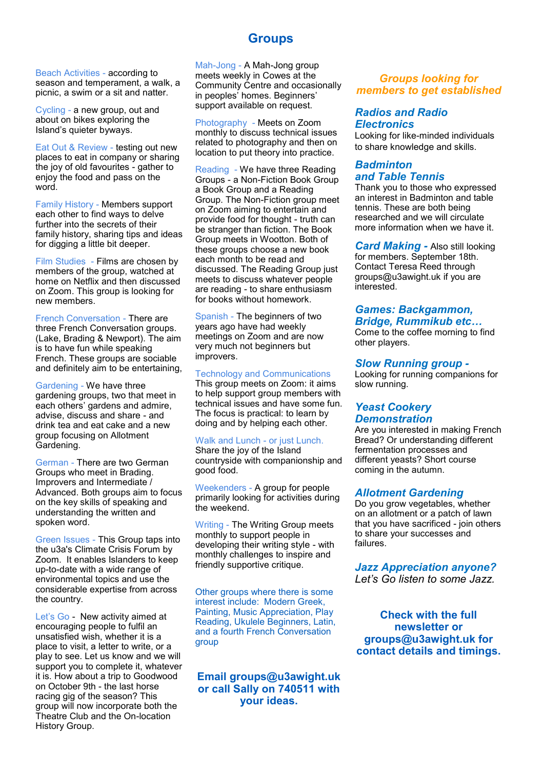# Groups

Beach Activities - according to season and temperament, a walk, a picnic, a swim or a sit and natter.

Cycling - a new group, out and about on bikes exploring the Island's quieter byways.

Eat Out & Review - testing out new places to eat in company or sharing the joy of old favourites - gather to enjoy the food and pass on the word.

Family History - Members support each other to find ways to delve further into the secrets of their family history, sharing tips and ideas for digging a little bit deeper.

Film Studies - Films are chosen by members of the group, watched at home on Netflix and then discussed on Zoom. This group is looking for new members.

French Conversation - There are three French Conversation groups. (Lake, Brading & Newport). The aim is to have fun while speaking French. These groups are sociable and definitely aim to be entertaining,

Gardening - We have three gardening groups, two that meet in each others' gardens and admire, advise, discuss and share - and drink tea and eat cake and a new group focusing on Allotment Gardening.

German - There are two German Groups who meet in Brading. Improvers and Intermediate / Advanced. Both groups aim to focus on the key skills of speaking and understanding the written and spoken word.

Green Issues - This Group taps into the u3a's Climate Crisis Forum by Zoom. It enables Islanders to keep up-to-date with a wide range of environmental topics and use the considerable expertise from across the country.

Let's Go - New activity aimed at encouraging people to fulfil an unsatisfied wish, whether it is a place to visit, a letter to write, or a play to see. Let us know and we will support you to complete it, whatever it is. How about a trip to Goodwood on October 9th - the last horse racing gig of the season? This group will now incorporate both the Theatre Club and the On-location History Group.

Mah-Jong - A Mah-Jong group meets weekly in Cowes at the Community Centre and occasionally in peoples' homes. Beginners' support available on request.

Photography - Meets on Zoom monthly to discuss technical issues related to photography and then on location to put theory into practice.

Reading - We have three Reading Groups - a Non-Fiction Book Group a Book Group and a Reading Group. The Non-Fiction group meet on Zoom aiming to entertain and provide food for thought - truth can be stranger than fiction. The Book Group meets in Wootton. Both of these groups choose a new book each month to be read and discussed. The Reading Group just meets to discuss whatever people are reading - to share enthusiasm for books without homework.

Spanish - The beginners of two years ago have had weekly meetings on Zoom and are now very much not beginners but improvers.

Technology and Communications
This group meets on Zoom: it aims to help support group members with technical issues and have some fun. The focus is practical: to learn by doing and by helping each other.

Walk and Lunch - or just Lunch.
Share the joy of the Island countryside with companionship and good food.

Weekenders - A group for people primarily looking for activities during the weekend.

Writing - The Writing Group meets monthly to support people in developing their writing style - with monthly challenges to inspire and friendly supportive critique.

Other groups where there is some interest include: Modern Greek, Painting, Music Appreciation, Play Reading, Ukulele Beginners, Latin, and a fourth French Conversation group

**Email groups@u3awight.uk or call Sally on 740511 with your ideas.**

## *Groups looking for members to get established*

### *Radios and Radio Electronics*
Looking for like-minded individuals to share knowledge and skills.

### *Badminton and Table Tennis*
Thank you to those who expressed an interest in Badminton and table tennis. These are both being researched and we will circulate more information when we have it.

***Card Making -*** Also still looking for members. September 18th. Contact Teresa Reed through groups@u3awight.uk if you are interested.

### *Games: Backgammon, Bridge, Rummikub etc…*
Come to the coffee morning to find other players.

### *Slow Running group -*
Looking for running companions for slow running.

### *Yeast Cookery Demonstration*
Are you interested in making French Bread? Or understanding different fermentation processes and different yeasts? Short course coming in the autumn.

### *Allotment Gardening*
Do you grow vegetables, whether on an allotment or a patch of lawn that you have sacrificed - join others to share your successes and failures.

### *Jazz Appreciation anyone?*
*Let's Go listen to some Jazz.*

**Check with the full newsletter or groups@u3awight.uk for contact details and timings.**